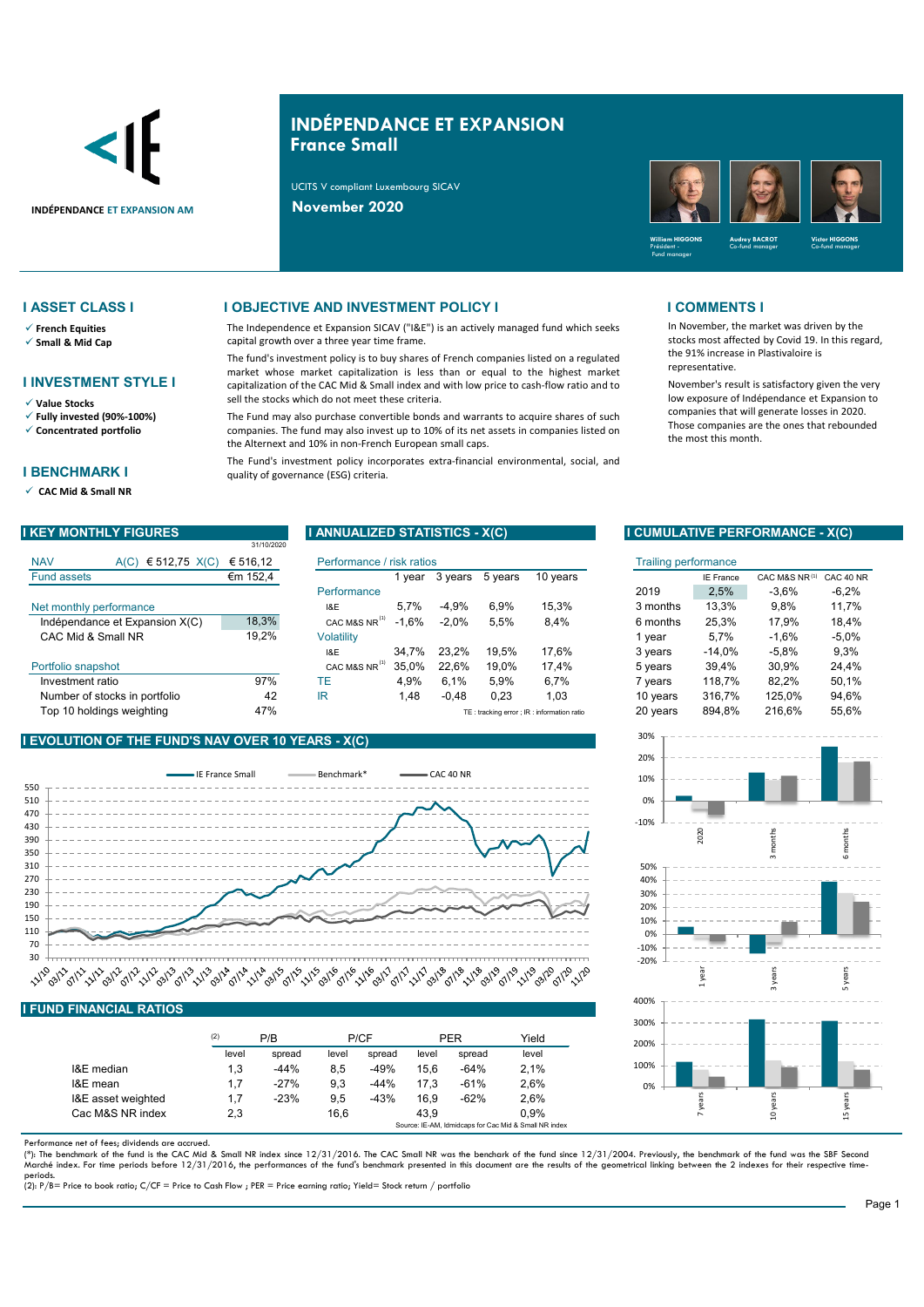# INDÉPENDANCE ET EXPANSION
## France Small

INDÉPENDANCE ET EXPANSION AM

UCITS V compliant Luxembourg SICAV

**November 2020**

William HIGGONS – Président - Fund manager; Audrey BACROT – Co-fund manager; Victor HIGGONS – Co-fund manager

## I ASSET CLASS I

- ✓ **French Equities**
- ✓ **Small & Mid Cap**

## I INVESTMENT STYLE I

- ✓ **Value Stocks**
- ✓ **Fully invested (90%-100%)**
- ✓ **Concentrated portfolio**

## I BENCHMARK I

- ✓ **CAC Mid & Small NR**

## I OBJECTIVE AND INVESTMENT POLICY I

The Independence et Expansion SICAV ("I&E") is an actively managed fund which seeks capital growth over a three year time frame.

The fund's investment policy is to buy shares of French companies listed on a regulated market whose market capitalization is less than or equal to the highest market capitalization of the CAC Mid & Small index and with low price to cash-flow ratio and to sell the stocks which do not meet these criteria.

The Fund may also purchase convertible bonds and warrants to acquire shares of such companies. The fund may also invest up to 10% of its net assets in companies listed on the Alternext and 10% in non-French European small caps.

The Fund's investment policy incorporates extra-financial environmental, social, and quality of governance (ESG) criteria.

## I COMMENTS I

In November, the market was driven by the stocks most affected by Covid 19. In this regard, the 91% increase in Plastivaloire is representative.

November's result is satisfactory given the very low exposure of Indépendance et Expansion to companies that will generate losses in 2020. Those companies are the ones that rebounded the most this month.

## I KEY MONTHLY FIGURES

31/10/2020

| | | |
|---|---|---|
| NAV | A(C) € 512,75 X(C) | € 516,12 |
| Fund assets | | €m 152,4 |
| **Net monthly performance** | | |
| Indépendance et Expansion X(C) | | 18,3% |
| CAC Mid & Small NR | | 19,2% |
| **Portfolio snapshot** | | |
| Investment ratio | | 97% |
| Number of stocks in portfolio | | 42 |
| Top 10 holdings weighting | | 47% |

## I ANNUALIZED STATISTICS - X(C)

| Performance / risk ratios | 1 year | 3 years | 5 years | 10 years |
|---|---|---|---|---|
| **Performance** | | | | |
| I&E | 5,7% | -4,9% | 6,9% | 15,3% |
| CAC M&S NR [1] | -1,6% | -2,0% | 5,5% | 8,4% |
| **Volatility** | | | | |
| I&E | 34,7% | 23,2% | 19,5% | 17,6% |
| CAC M&S NR [1] | 35,0% | 22,6% | 19,0% | 17,4% |
| TE | 4,9% | 6,1% | 5,9% | 6,7% |
| IR | 1,48 | -0,48 | 0,23 | 1,03 |

TE : tracking error ; IR : information ratio

## I CUMULATIVE PERFORMANCE - X(C)

| Trailing performance | IE France | CAC M&S NR [1] | CAC 40 NR |
|---|---|---|---|
| 2019 | 2,5% | -3,6% | -6,2% |
| 3 months | 13,3% | 9,8% | 11,7% |
| 6 months | 25,3% | 17,9% | 18,4% |
| 1 year | 5,7% | -1,6% | -5,0% |
| 3 years | -14,0% | -5,8% | 9,3% |
| 5 years | 39,4% | 30,9% | 24,4% |
| 7 years | 118,7% | 82,2% | 50,1% |
| 10 years | 316,7% | 125,0% | 94,6% |
| 20 years | 894,8% | 216,6% | 55,6% |

## I EVOLUTION OF THE FUND'S NAV OVER 10 YEARS - X(C)

IE France Small — Benchmark* — CAC 40 NR

## I FUND FINANCIAL RATIOS

| (2) | P/B level | P/B spread | P/CF level | P/CF spread | PER level | PER spread | Yield level |
|---|---|---|---|---|---|---|---|
| I&E median | 1,3 | -44% | 8,5 | -49% | 15,6 | -64% | 2,1% |
| I&E mean | 1,7 | -27% | 9,3 | -44% | 17,3 | -61% | 2,6% |
| I&E asset weighted | 1,7 | -23% | 9,5 | -43% | 16,9 | -62% | 2,6% |
| Cac M&S NR index | 2,3 | | 16,6 | | 43,9 | | 0,9% |

Source: IE-AM, Idmidcaps for Cac Mid & Small NR index

Performance net of fees; dividends are accrued.

(*): The benchmark of the fund is the CAC Mid & Small NR index since 12/31/2016. The CAC Small NR was the benchark of the fund since 12/31/2004. Previously, the benchmark of the fund was the SBF Second Marché index. For time periods before 12/31/2016, the performances of the fund's benchmark presented in this document are the results of the geometrical linking between the 2 indexes for their respective time-periods.

(2): P/B= Price to book ratio; C/CF = Price to Cash Flow ; PER = Price earning ratio; Yield= Stock return / portfolio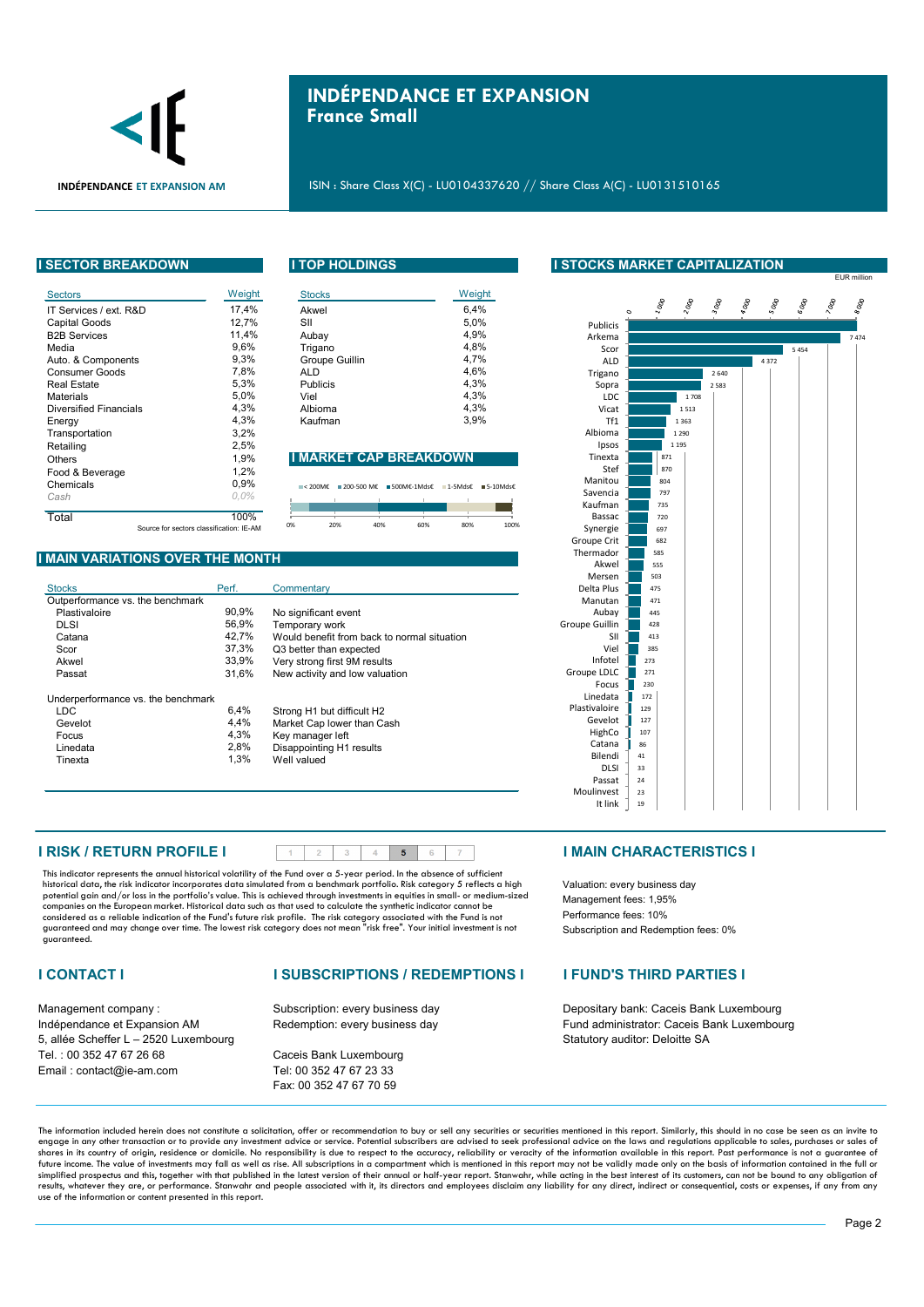# INDÉPENDANCE ET EXPANSION
## France Small

INDÉPENDANCE ET EXPANSION AM

ISIN : Share Class X(C) - LU0104337620 // Share Class A(C) - LU0131510165

## I SECTOR BREAKDOWN

| Sectors | Weight |
|---|---|
| IT Services / ext. R&D | 17,4% |
| Capital Goods | 12,7% |
| B2B Services | 11,4% |
| Media | 9,6% |
| Auto. & Components | 9,3% |
| Consumer Goods | 7,8% |
| Real Estate | 5,3% |
| Materials | 5,0% |
| Diversified Financials | 4,3% |
| Energy | 4,3% |
| Transportation | 3,2% |
| Retailing | 2,5% |
| Others | 1,9% |
| Food & Beverage | 1,2% |
| Chemicals | 0,9% |
| *Cash* | *0,0%* |
| Total | 100% |

Source for sectors classification: IE-AM

## I TOP HOLDINGS

| Stocks | Weight |
|---|---|
| Akwel | 6,4% |
| SII | 5,0% |
| Aubay | 4,9% |
| Trigano | 4,8% |
| Groupe Guillin | 4,7% |
| ALD | 4,6% |
| Publicis | 4,3% |
| Viel | 4,3% |
| Albioma | 4,3% |
| Kaufman | 3,9% |

## I MARKET CAP BREAKDOWN

< 200M€ · 200-500 M€ · 500M€-1Mds€ · 1-5Mds€ · 5-10Mds€

0% 20% 40% 60% 80% 100%

## I STOCKS MARKET CAPITALIZATION

EUR million

0 1 000 2 000 3 000 4 000 5 000 6 000 7 000 8 000

Publicis, Arkema 7 474, Scor 5 454, ALD 4 372, Trigano 2 640, Sopra 2 583, LDC 1 708, Vicat 1 513, Tf1 1 363, Albioma 1 290, Ipsos 1 195, Tinexta 871, Stef 870, Manitou 804, Savencia 797, Kaufman 735, Bassac 720, Synergie 697, Groupe Crit 682, Thermador 585, Akwel 555, Mersen 503, Delta Plus 475, Manutan 471, Aubay 445, Groupe Guillin 428, SII 413, Viel 385, Infotel 273, Groupe LDLC 271, Focus 230, Linedata 172, Plastivaloire 129, Gevelot 127, HighCo 107, Catana 86, Bilendi 41, DLSI 33, Passat 24, Moulinvest 23, It link 19

## I MAIN VARIATIONS OVER THE MONTH

| Stocks | Perf. | Commentary |
|---|---|---|
| **Outperformance vs. the benchmark** | | |
| Plastivaloire | 90,9% | No significant event |
| DLSI | 56,9% | Temporary work |
| Catana | 42,7% | Would benefit from back to normal situation |
| Scor | 37,3% | Q3 better than expected |
| Akwel | 33,9% | Very strong first 9M results |
| Passat | 31,6% | New activity and low valuation |
| **Underperformance vs. the benchmark** | | |
| LDC | 6,4% | Strong H1 but difficult H2 |
| Gevelot | 4,4% | Market Cap lower than Cash |
| Focus | 4,3% | Key manager left |
| Linedata | 2,8% | Disappointing H1 results |
| Tinexta | 1,3% | Well valued |

## I RISK / RETURN PROFILE I

1 2 3 4 **5** 6 7

This indicator represents the annual historical volatility of the Fund over a 5-year period. In the absence of sufficient historical data, the risk indicator incorporates data simulated from a benchmark portfolio. Risk category 5 reflects a high potential gain and/or loss in the portfolio's value. This is achieved through investments in equities in small- or medium-sized companies on the European market. Historical data such as that used to calculate the synthetic indicator cannot be considered as a reliable indication of the Fund's future risk profile. The risk category associated with the Fund is not guaranteed and may change over time. The lowest risk category does not mean "risk free". Your initial investment is not guaranteed.

## I MAIN CHARACTERISTICS I

Valuation: every business day

Management fees: 1,95%

Performance fees: 10%

Subscription and Redemption fees: 0%

## I CONTACT I

Management company :
Indépendance et Expansion AM
5, allée Scheffer L – 2520 Luxembourg
Tel. : 00 352 47 67 26 68
Email : contact@ie-am.com

## I SUBSCRIPTIONS / REDEMPTIONS I

Subscription: every business day
Redemption: every business day

Caceis Bank Luxembourg
Tel: 00 352 47 67 23 33
Fax: 00 352 47 67 70 59

## I FUND'S THIRD PARTIES I

Depositary bank: Caceis Bank Luxembourg
Fund administrator: Caceis Bank Luxembourg
Statutory auditor: Deloitte SA

The information included herein does not constitute a solicitation, offer or recommendation to buy or sell any securities or securities mentioned in this report. Similarly, this should in no case be seen as an invite to engage in any other transaction or to provide any investment advice or service. Potential subscribers are advised to seek professional advice on the laws and regulations applicable to sales, purchases or sales of shares in its country of origin, residence or domicile. No responsibility is due to respect to the accuracy, reliability or veracity of the information available in this report. Past performance is not a guarantee of future income. The value of investments may fall as well as rise. All subscriptions in a compartment which is mentioned in this report may not be validly made only on the basis of information contained in the full or simplified prospectus and this, together with that published in the latest version of their annual or half-year report. Stanwahr, while acting in the best interest of its customers, can not be bound to any obligation of results, whatever they are, or performance. Stanwahr and people associated with it, its directors and employees disclaim any liability for any direct, indirect or consequential, costs or expenses, if any from any use of the information or content presented in this report.